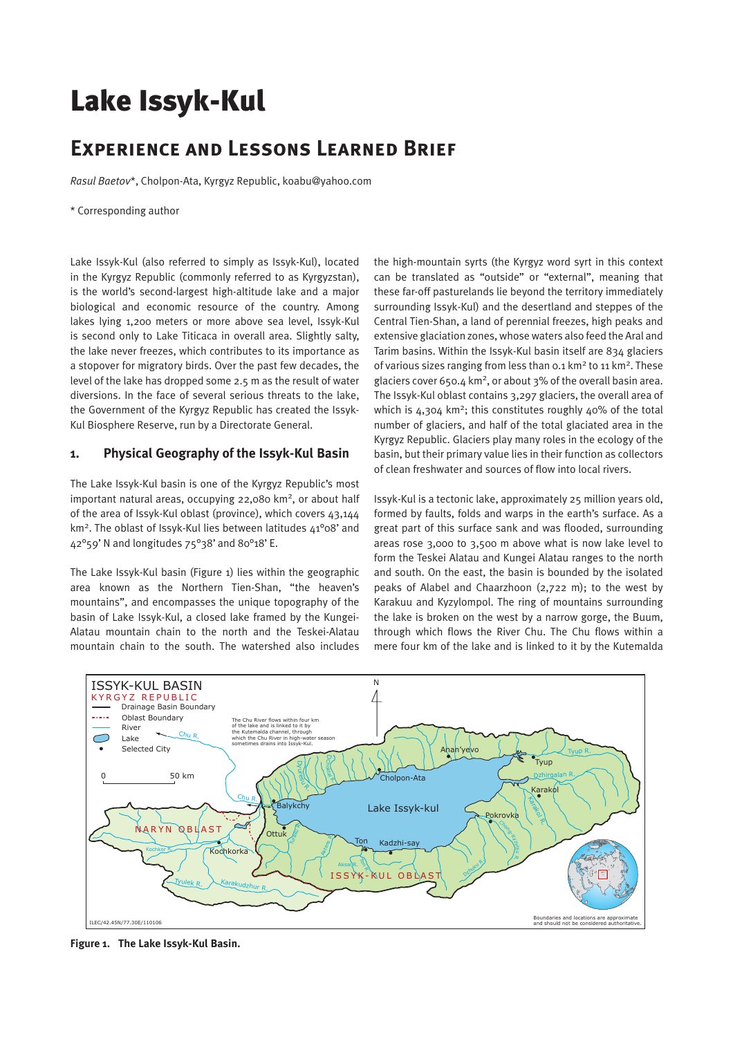# Lake Issyk-Kul

## Experience and Lessons Learned Brief

*Rasul Baetov*\*, Cholpon-Ata, Kyrgyz Republic, koabu@yahoo.com

\* Corresponding author

Lake Issyk-Kul (also referred to simply as Issyk-Kul), located in the Kyrgyz Republic (commonly referred to as Kyrgyzstan), is the world's second-largest high-altitude lake and a major biological and economic resource of the country. Among lakes lying 1,200 meters or more above sea level, Issyk-Kul is second only to Lake Titicaca in overall area. Slightly salty, the lake never freezes, which contributes to its importance as a stopover for migratory birds. Over the past few decades, the level of the lake has dropped some 2.5 m as the result of water diversions. In the face of several serious threats to the lake, the Government of the Kyrgyz Republic has created the Issyk-Kul Biosphere Reserve, run by a Directorate General.

## 1. Physical Geography of the Issyk-Kul Basin

The Lake Issyk-Kul basin is one of the Kyrgyz Republic's most important natural areas, occupying 22,080 km², or about half of the area of Issyk-Kul oblast (province), which covers 43,144 km². The oblast of Issyk-Kul lies between latitudes 41°08' and 42°59' N and longitudes 75°38' and 80°18' E.

The Lake Issyk-Kul basin (Figure 1) lies within the geographic area known as the Northern Tien-Shan, "the heaven's mountains", and encompasses the unique topography of the basin of Lake Issyk-Kul, a closed lake framed by the Kungei-Alatau mountain chain to the north and the Teskei-Alatau mountain chain to the south. The watershed also includes the high-mountain syrts (the Kyrgyz word syrt in this context can be translated as "outside" or "external", meaning that these far-off pasturelands lie beyond the territory immediately surrounding Issyk-Kul) and the desertland and steppes of the Central Tien-Shan, a land of perennial freezes, high peaks and extensive glaciation zones, whose waters also feed the Aral and Tarim basins. Within the Issyk-Kul basin itself are 834 glaciers of various sizes ranging from less than 0.1 km² to 11 km². These glaciers cover 650.4 km², or about 3% of the overall basin area. The Issyk-Kul oblast contains 3,297 glaciers, the overall area of which is 4,304 km²; this constitutes roughly 40% of the total number of glaciers, and half of the total glaciated area in the Kyrgyz Republic. Glaciers play many roles in the ecology of the basin, but their primary value lies in their function as collectors of clean freshwater and sources of flow into local rivers.

Issyk-Kul is a tectonic lake, approximately 25 million years old, formed by faults, folds and warps in the earth's surface. As a great part of this surface sank and was flooded, surrounding areas rose 3,000 to 3,500 m above what is now lake level to form the Teskei Alatau and Kungei Alatau ranges to the north and south. On the east, the basin is bounded by the isolated peaks of Alabel and Chaarzhoon (2,722 m); to the west by Karakuu and Kyzylompol. The ring of mountains surrounding the lake is broken on the west by a narrow gorge, the Buum, through which flows the River Chu. The Chu flows within a mere four km of the lake and is linked to it by the Kutemalda

**Figure 1. The Lake Issyk-Kul Basin.**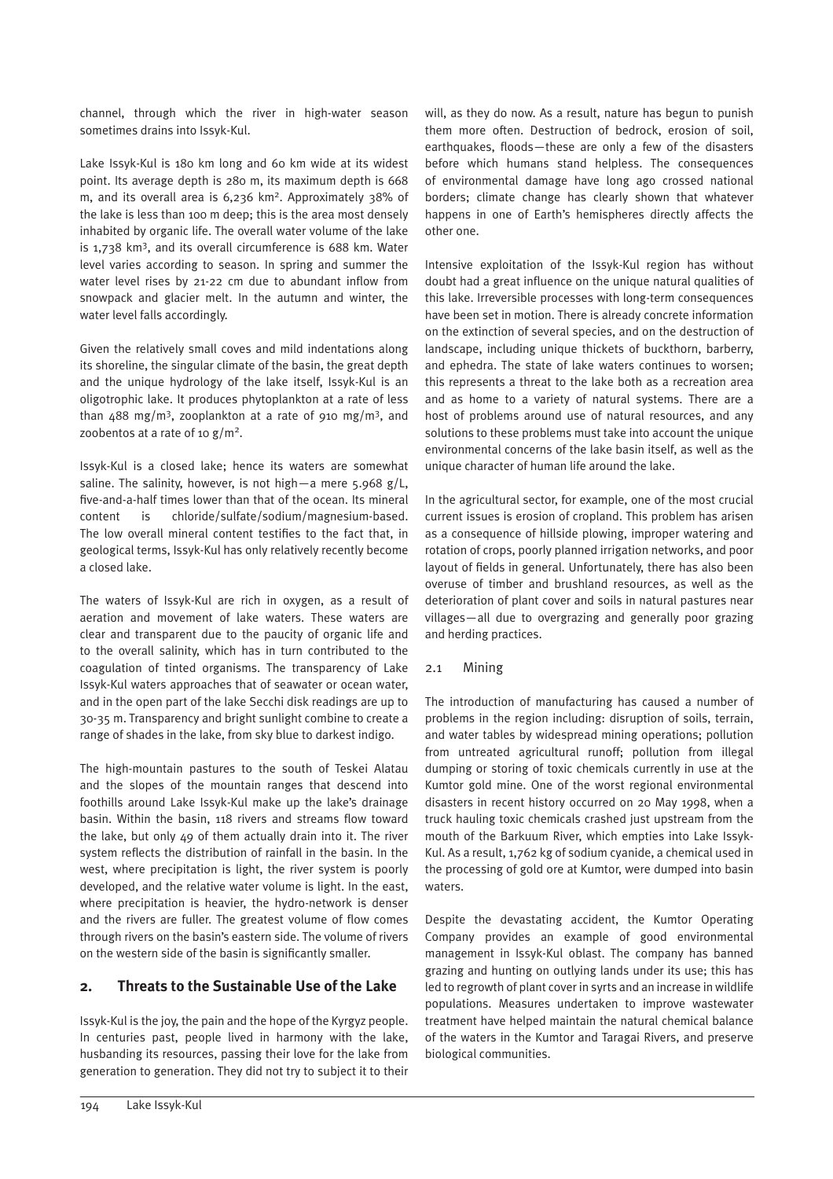channel, through which the river in high-water season sometimes drains into Issyk-Kul.

Lake Issyk-Kul is 180 km long and 60 km wide at its widest point. Its average depth is 280 m, its maximum depth is 668 m, and its overall area is 6,236 $km^2$. Approximately 38% of the lake is less than 100 m deep; this is the area most densely inhabited by organic life. The overall water volume of the lake is 1,738 $km^3$, and its overall circumference is 688 km. Water level varies according to season. In spring and summer the water level rises by 21-22 cm due to abundant inflow from snowpack and glacier melt. In the autumn and winter, the water level falls accordingly.

Given the relatively small coves and mild indentations along its shoreline, the singular climate of the basin, the great depth and the unique hydrology of the lake itself, Issyk-Kul is an oligotrophic lake. It produces phytoplankton at a rate of less than 488 $mg/m^3$, zooplankton at a rate of 910 $mg/m^3$, and zoobentos at a rate of 10 $g/m^2$.

Issyk-Kul is a closed lake; hence its waters are somewhat saline. The salinity, however, is not high—a mere 5.968 g/L, five-and-a-half times lower than that of the ocean. Its mineral content is chloride/sulfate/sodium/magnesium-based. The low overall mineral content testifies to the fact that, in geological terms, Issyk-Kul has only relatively recently become a closed lake.

The waters of Issyk-Kul are rich in oxygen, as a result of aeration and movement of lake waters. These waters are clear and transparent due to the paucity of organic life and to the overall salinity, which has in turn contributed to the coagulation of tinted organisms. The transparency of Lake Issyk-Kul waters approaches that of seawater or ocean water, and in the open part of the lake Secchi disk readings are up to 30-35 m. Transparency and bright sunlight combine to create a range of shades in the lake, from sky blue to darkest indigo.

The high-mountain pastures to the south of Teskei Alatau and the slopes of the mountain ranges that descend into foothills around Lake Issyk-Kul make up the lake's drainage basin. Within the basin, 118 rivers and streams flow toward the lake, but only 49 of them actually drain into it. The river system reflects the distribution of rainfall in the basin. In the west, where precipitation is light, the river system is poorly developed, and the relative water volume is light. In the east, where precipitation is heavier, the hydro-network is denser and the rivers are fuller. The greatest volume of flow comes through rivers on the basin's eastern side. The volume of rivers on the western side of the basin is significantly smaller.

## 2. Threats to the Sustainable Use of the Lake

Issyk-Kul is the joy, the pain and the hope of the Kyrgyz people. In centuries past, people lived in harmony with the lake, husbanding its resources, passing their love for the lake from generation to generation. They did not try to subject it to their will, as they do now. As a result, nature has begun to punish them more often. Destruction of bedrock, erosion of soil, earthquakes, floods—these are only a few of the disasters before which humans stand helpless. The consequences of environmental damage have long ago crossed national borders; climate change has clearly shown that whatever happens in one of Earth's hemispheres directly affects the other one.

Intensive exploitation of the Issyk-Kul region has without doubt had a great influence on the unique natural qualities of this lake. Irreversible processes with long-term consequences have been set in motion. There is already concrete information on the extinction of several species, and on the destruction of landscape, including unique thickets of buckthorn, barberry, and ephedra. The state of lake waters continues to worsen; this represents a threat to the lake both as a recreation area and as home to a variety of natural systems. There are a host of problems around use of natural resources, and any solutions to these problems must take into account the unique environmental concerns of the lake basin itself, as well as the unique character of human life around the lake.

In the agricultural sector, for example, one of the most crucial current issues is erosion of cropland. This problem has arisen as a consequence of hillside plowing, improper watering and rotation of crops, poorly planned irrigation networks, and poor layout of fields in general. Unfortunately, there has also been overuse of timber and brushland resources, as well as the deterioration of plant cover and soils in natural pastures near villages—all due to overgrazing and generally poor grazing and herding practices.

### 2.1 Mining

The introduction of manufacturing has caused a number of problems in the region including: disruption of soils, terrain, and water tables by widespread mining operations; pollution from untreated agricultural runoff; pollution from illegal dumping or storing of toxic chemicals currently in use at the Kumtor gold mine. One of the worst regional environmental disasters in recent history occurred on 20 May 1998, when a truck hauling toxic chemicals crashed just upstream from the mouth of the Barkuum River, which empties into Lake Issyk-Kul. As a result, 1,762 kg of sodium cyanide, a chemical used in the processing of gold ore at Kumtor, were dumped into basin waters.

Despite the devastating accident, the Kumtor Operating Company provides an example of good environmental management in Issyk-Kul oblast. The company has banned grazing and hunting on outlying lands under its use; this has led to regrowth of plant cover in syrts and an increase in wildlife populations. Measures undertaken to improve wastewater treatment have helped maintain the natural chemical balance of the waters in the Kumtor and Taragai Rivers, and preserve biological communities.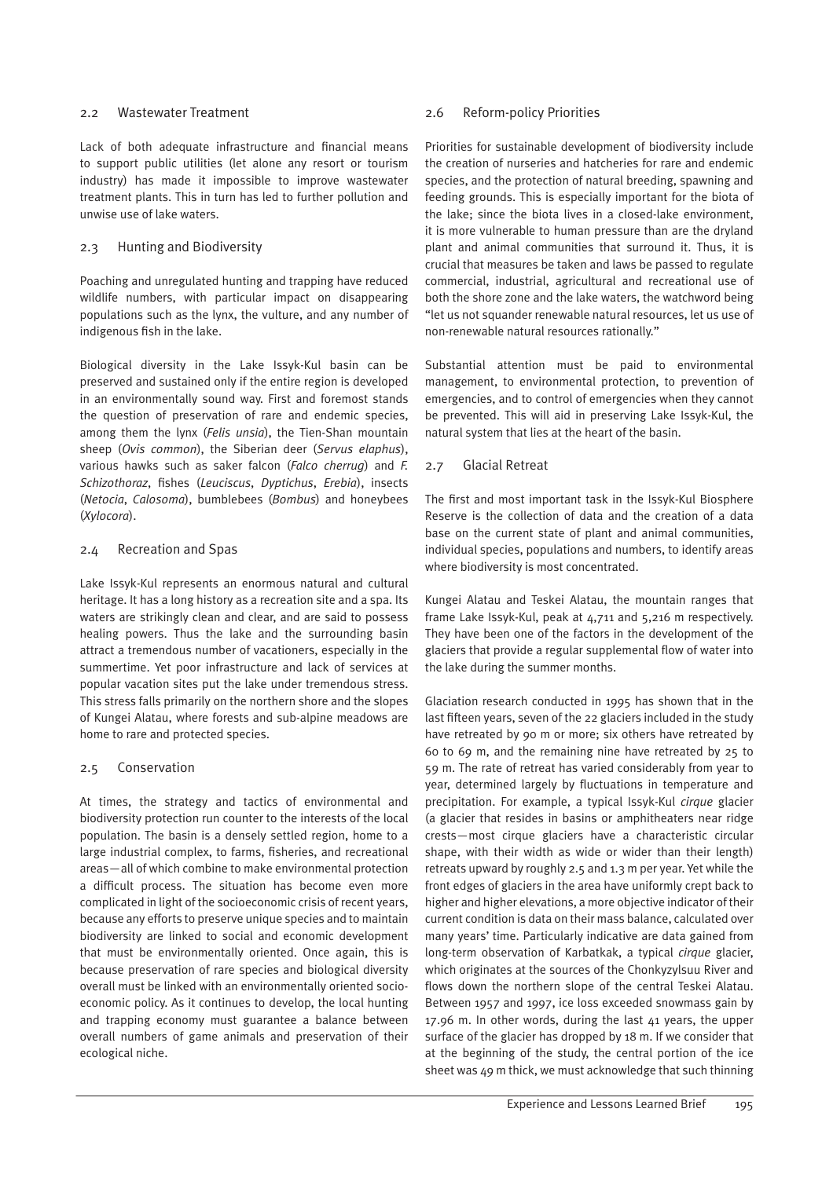## 2.2 Wastewater Treatment

Lack of both adequate infrastructure and financial means to support public utilities (let alone any resort or tourism industry) has made it impossible to improve wastewater treatment plants. This in turn has led to further pollution and unwise use of lake waters.

## 2.3 Hunting and Biodiversity

Poaching and unregulated hunting and trapping have reduced wildlife numbers, with particular impact on disappearing populations such as the lynx, the vulture, and any number of indigenous fish in the lake.

Biological diversity in the Lake Issyk-Kul basin can be preserved and sustained only if the entire region is developed in an environmentally sound way. First and foremost stands the question of preservation of rare and endemic species, among them the lynx (*Felis unsia*), the Tien-Shan mountain sheep (*Ovis common*), the Siberian deer (*Servus elaphus*), various hawks such as saker falcon (*Falco cherrug*) and *F. Schizothoraz*, fishes (*Leuciscus*, *Dyptichus*, *Erebia*), insects (*Netocia*, *Calosoma*), bumblebees (*Bombus*) and honeybees (*Xylocora*).

## 2.4 Recreation and Spas

Lake Issyk-Kul represents an enormous natural and cultural heritage. It has a long history as a recreation site and a spa. Its waters are strikingly clean and clear, and are said to possess healing powers. Thus the lake and the surrounding basin attract a tremendous number of vacationers, especially in the summertime. Yet poor infrastructure and lack of services at popular vacation sites put the lake under tremendous stress. This stress falls primarily on the northern shore and the slopes of Kungei Alatau, where forests and sub-alpine meadows are home to rare and protected species.

## 2.5 Conservation

At times, the strategy and tactics of environmental and biodiversity protection run counter to the interests of the local population. The basin is a densely settled region, home to a large industrial complex, to farms, fisheries, and recreational areas—all of which combine to make environmental protection a difficult process. The situation has become even more complicated in light of the socioeconomic crisis of recent years, because any efforts to preserve unique species and to maintain biodiversity are linked to social and economic development that must be environmentally oriented. Once again, this is because preservation of rare species and biological diversity overall must be linked with an environmentally oriented socio-economic policy. As it continues to develop, the local hunting and trapping economy must guarantee a balance between overall numbers of game animals and preservation of their ecological niche.

## 2.6 Reform-policy Priorities

Priorities for sustainable development of biodiversity include the creation of nurseries and hatcheries for rare and endemic species, and the protection of natural breeding, spawning and feeding grounds. This is especially important for the biota of the lake; since the biota lives in a closed-lake environment, it is more vulnerable to human pressure than are the dryland plant and animal communities that surround it. Thus, it is crucial that measures be taken and laws be passed to regulate commercial, industrial, agricultural and recreational use of both the shore zone and the lake waters, the watchword being "let us not squander renewable natural resources, let us use of non-renewable natural resources rationally."

Substantial attention must be paid to environmental management, to environmental protection, to prevention of emergencies, and to control of emergencies when they cannot be prevented. This will aid in preserving Lake Issyk-Kul, the natural system that lies at the heart of the basin.

## 2.7 Glacial Retreat

The first and most important task in the Issyk-Kul Biosphere Reserve is the collection of data and the creation of a data base on the current state of plant and animal communities, individual species, populations and numbers, to identify areas where biodiversity is most concentrated.

Kungei Alatau and Teskei Alatau, the mountain ranges that frame Lake Issyk-Kul, peak at 4,711 and 5,216 m respectively. They have been one of the factors in the development of the glaciers that provide a regular supplemental flow of water into the lake during the summer months.

Glaciation research conducted in 1995 has shown that in the last fifteen years, seven of the 22 glaciers included in the study have retreated by 90 m or more; six others have retreated by 60 to 69 m, and the remaining nine have retreated by 25 to 59 m. The rate of retreat has varied considerably from year to year, determined largely by fluctuations in temperature and precipitation. For example, a typical Issyk-Kul *cirque* glacier (a glacier that resides in basins or amphitheaters near ridge crests—most cirque glaciers have a characteristic circular shape, with their width as wide or wider than their length) retreats upward by roughly 2.5 and 1.3 m per year. Yet while the front edges of glaciers in the area have uniformly crept back to higher and higher elevations, a more objective indicator of their current condition is data on their mass balance, calculated over many years' time. Particularly indicative are data gained from long-term observation of Karbatkak, a typical *cirque* glacier, which originates at the sources of the Chonkyzylsuu River and flows down the northern slope of the central Teskei Alatau. Between 1957 and 1997, ice loss exceeded snowmass gain by 17.96 m. In other words, during the last 41 years, the upper surface of the glacier has dropped by 18 m. If we consider that at the beginning of the study, the central portion of the ice sheet was 49 m thick, we must acknowledge that such thinning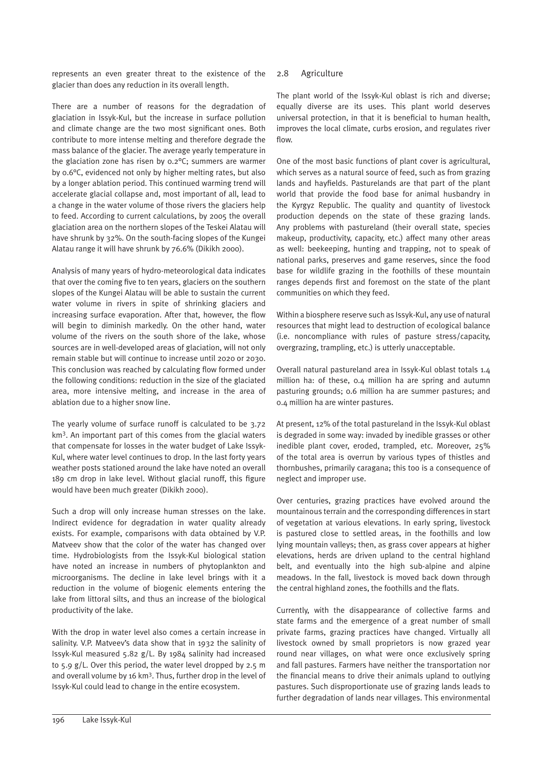represents an even greater threat to the existence of the glacier than does any reduction in its overall length.

There are a number of reasons for the degradation of glaciation in Issyk-Kul, but the increase in surface pollution and climate change are the two most significant ones. Both contribute to more intense melting and therefore degrade the mass balance of the glacier. The average yearly temperature in the glaciation zone has risen by 0.2°C; summers are warmer by 0.6°C, evidenced not only by higher melting rates, but also by a longer ablation period. This continued warming trend will accelerate glacial collapse and, most important of all, lead to a change in the water volume of those rivers the glaciers help to feed. According to current calculations, by 2005 the overall glaciation area on the northern slopes of the Teskei Alatau will have shrunk by 32%. On the south-facing slopes of the Kungei Alatau range it will have shrunk by 76.6% (Dikikh 2000).

Analysis of many years of hydro-meteorological data indicates that over the coming five to ten years, glaciers on the southern slopes of the Kungei Alatau will be able to sustain the current water volume in rivers in spite of shrinking glaciers and increasing surface evaporation. After that, however, the flow will begin to diminish markedly. On the other hand, water volume of the rivers on the south shore of the lake, whose sources are in well-developed areas of glaciation, will not only remain stable but will continue to increase until 2020 or 2030. This conclusion was reached by calculating flow formed under the following conditions: reduction in the size of the glaciated area, more intensive melting, and increase in the area of ablation due to a higher snow line.

The yearly volume of surface runoff is calculated to be 3.72 km$^3$. An important part of this comes from the glacial waters that compensate for losses in the water budget of Lake Issyk-Kul, where water level continues to drop. In the last forty years weather posts stationed around the lake have noted an overall 189 cm drop in lake level. Without glacial runoff, this figure would have been much greater (Dikikh 2000).

Such a drop will only increase human stresses on the lake. Indirect evidence for degradation in water quality already exists. For example, comparisons with data obtained by V.P. Matveev show that the color of the water has changed over time. Hydrobiologists from the Issyk-Kul biological station have noted an increase in numbers of phytoplankton and microorganisms. The decline in lake level brings with it a reduction in the volume of biogenic elements entering the lake from littoral silts, and thus an increase of the biological productivity of the lake.

With the drop in water level also comes a certain increase in salinity. V.P. Matveev's data show that in 1932 the salinity of Issyk-Kul measured 5.82 g/L. By 1984 salinity had increased to 5.9 g/L. Over this period, the water level dropped by 2.5 m and overall volume by 16 km$^3$. Thus, further drop in the level of Issyk-Kul could lead to change in the entire ecosystem.

## 2.8 Agriculture

The plant world of the Issyk-Kul oblast is rich and diverse; equally diverse are its uses. This plant world deserves universal protection, in that it is beneficial to human health, improves the local climate, curbs erosion, and regulates river flow.

One of the most basic functions of plant cover is agricultural, which serves as a natural source of feed, such as from grazing lands and hayfields. Pasturelands are that part of the plant world that provide the food base for animal husbandry in the Kyrgyz Republic. The quality and quantity of livestock production depends on the state of these grazing lands. Any problems with pastureland (their overall state, species makeup, productivity, capacity, etc.) affect many other areas as well: beekeeping, hunting and trapping, not to speak of national parks, preserves and game reserves, since the food base for wildlife grazing in the foothills of these mountain ranges depends first and foremost on the state of the plant communities on which they feed.

Within a biosphere reserve such as Issyk-Kul, any use of natural resources that might lead to destruction of ecological balance (i.e. noncompliance with rules of pasture stress/capacity, overgrazing, trampling, etc.) is utterly unacceptable.

Overall natural pastureland area in Issyk-Kul oblast totals 1.4 million ha: of these, 0.4 million ha are spring and autumn pasturing grounds; 0.6 million ha are summer pastures; and 0.4 million ha are winter pastures.

At present, 12% of the total pastureland in the Issyk-Kul oblast is degraded in some way: invaded by inedible grasses or other inedible plant cover, eroded, trampled, etc. Moreover, 25% of the total area is overrun by various types of thistles and thornbushes, primarily caragana; this too is a consequence of neglect and improper use.

Over centuries, grazing practices have evolved around the mountainous terrain and the corresponding differences in start of vegetation at various elevations. In early spring, livestock is pastured close to settled areas, in the foothills and low lying mountain valleys; then, as grass cover appears at higher elevations, herds are driven upland to the central highland belt, and eventually into the high sub-alpine and alpine meadows. In the fall, livestock is moved back down through the central highland zones, the foothills and the flats.

Currently, with the disappearance of collective farms and state farms and the emergence of a great number of small private farms, grazing practices have changed. Virtually all livestock owned by small proprietors is now grazed year round near villages, on what were once exclusively spring and fall pastures. Farmers have neither the transportation nor the financial means to drive their animals upland to outlying pastures. Such disproportionate use of grazing lands leads to further degradation of lands near villages. This environmental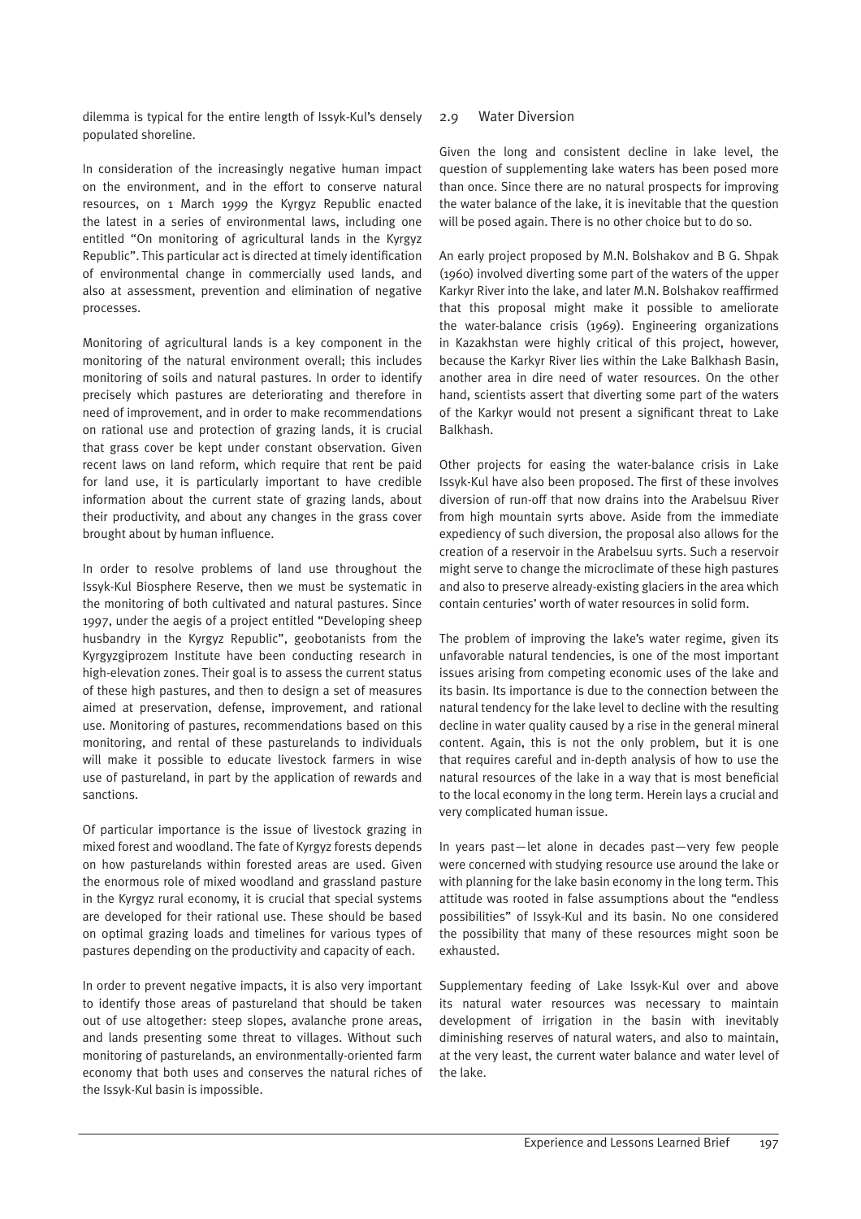dilemma is typical for the entire length of Issyk-Kul's densely populated shoreline.

In consideration of the increasingly negative human impact on the environment, and in the effort to conserve natural resources, on 1 March 1999 the Kyrgyz Republic enacted the latest in a series of environmental laws, including one entitled "On monitoring of agricultural lands in the Kyrgyz Republic". This particular act is directed at timely identification of environmental change in commercially used lands, and also at assessment, prevention and elimination of negative processes.

Monitoring of agricultural lands is a key component in the monitoring of the natural environment overall; this includes monitoring of soils and natural pastures. In order to identify precisely which pastures are deteriorating and therefore in need of improvement, and in order to make recommendations on rational use and protection of grazing lands, it is crucial that grass cover be kept under constant observation. Given recent laws on land reform, which require that rent be paid for land use, it is particularly important to have credible information about the current state of grazing lands, about their productivity, and about any changes in the grass cover brought about by human influence.

In order to resolve problems of land use throughout the Issyk-Kul Biosphere Reserve, then we must be systematic in the monitoring of both cultivated and natural pastures. Since 1997, under the aegis of a project entitled "Developing sheep husbandry in the Kyrgyz Republic", geobotanists from the Kyrgyzgiprozem Institute have been conducting research in high-elevation zones. Their goal is to assess the current status of these high pastures, and then to design a set of measures aimed at preservation, defense, improvement, and rational use. Monitoring of pastures, recommendations based on this monitoring, and rental of these pasturelands to individuals will make it possible to educate livestock farmers in wise use of pastureland, in part by the application of rewards and sanctions.

Of particular importance is the issue of livestock grazing in mixed forest and woodland. The fate of Kyrgyz forests depends on how pasturelands within forested areas are used. Given the enormous role of mixed woodland and grassland pasture in the Kyrgyz rural economy, it is crucial that special systems are developed for their rational use. These should be based on optimal grazing loads and timelines for various types of pastures depending on the productivity and capacity of each.

In order to prevent negative impacts, it is also very important to identify those areas of pastureland that should be taken out of use altogether: steep slopes, avalanche prone areas, and lands presenting some threat to villages. Without such monitoring of pasturelands, an environmentally-oriented farm economy that both uses and conserves the natural riches of the Issyk-Kul basin is impossible.

## 2.9 Water Diversion

Given the long and consistent decline in lake level, the question of supplementing lake waters has been posed more than once. Since there are no natural prospects for improving the water balance of the lake, it is inevitable that the question will be posed again. There is no other choice but to do so.

An early project proposed by M.N. Bolshakov and B G. Shpak (1960) involved diverting some part of the waters of the upper Karkyr River into the lake, and later M.N. Bolshakov reaffirmed that this proposal might make it possible to ameliorate the water-balance crisis (1969). Engineering organizations in Kazakhstan were highly critical of this project, however, because the Karkyr River lies within the Lake Balkhash Basin, another area in dire need of water resources. On the other hand, scientists assert that diverting some part of the waters of the Karkyr would not present a significant threat to Lake Balkhash.

Other projects for easing the water-balance crisis in Lake Issyk-Kul have also been proposed. The first of these involves diversion of run-off that now drains into the Arabelsuu River from high mountain syrts above. Aside from the immediate expediency of such diversion, the proposal also allows for the creation of a reservoir in the Arabelsuu syrts. Such a reservoir might serve to change the microclimate of these high pastures and also to preserve already-existing glaciers in the area which contain centuries' worth of water resources in solid form.

The problem of improving the lake's water regime, given its unfavorable natural tendencies, is one of the most important issues arising from competing economic uses of the lake and its basin. Its importance is due to the connection between the natural tendency for the lake level to decline with the resulting decline in water quality caused by a rise in the general mineral content. Again, this is not the only problem, but it is one that requires careful and in-depth analysis of how to use the natural resources of the lake in a way that is most beneficial to the local economy in the long term. Herein lays a crucial and very complicated human issue.

In years past—let alone in decades past—very few people were concerned with studying resource use around the lake or with planning for the lake basin economy in the long term. This attitude was rooted in false assumptions about the "endless possibilities" of Issyk-Kul and its basin. No one considered the possibility that many of these resources might soon be exhausted.

Supplementary feeding of Lake Issyk-Kul over and above its natural water resources was necessary to maintain development of irrigation in the basin with inevitably diminishing reserves of natural waters, and also to maintain, at the very least, the current water balance and water level of the lake.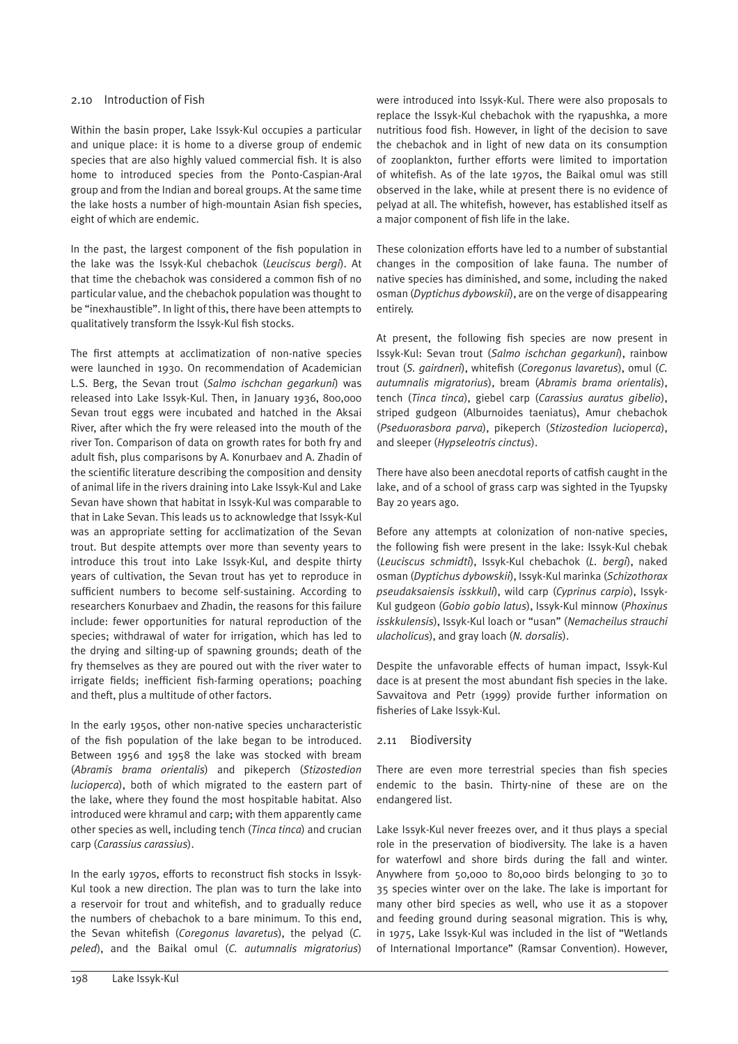### 2.10 Introduction of Fish

Within the basin proper, Lake Issyk-Kul occupies a particular and unique place: it is home to a diverse group of endemic species that are also highly valued commercial fish. It is also home to introduced species from the Ponto-Caspian-Aral group and from the Indian and boreal groups. At the same time the lake hosts a number of high-mountain Asian fish species, eight of which are endemic.

In the past, the largest component of the fish population in the lake was the Issyk-Kul chebachok (*Leuciscus bergi*). At that time the chebachok was considered a common fish of no particular value, and the chebachok population was thought to be "inexhaustible". In light of this, there have been attempts to qualitatively transform the Issyk-Kul fish stocks.

The first attempts at acclimatization of non-native species were launched in 1930. On recommendation of Academician L.S. Berg, the Sevan trout (*Salmo ischchan gegarkuni*) was released into Lake Issyk-Kul. Then, in January 1936, 800,000 Sevan trout eggs were incubated and hatched in the Aksai River, after which the fry were released into the mouth of the river Ton. Comparison of data on growth rates for both fry and adult fish, plus comparisons by A. Konurbaev and A. Zhadin of the scientific literature describing the composition and density of animal life in the rivers draining into Lake Issyk-Kul and Lake Sevan have shown that habitat in Issyk-Kul was comparable to that in Lake Sevan. This leads us to acknowledge that Issyk-Kul was an appropriate setting for acclimatization of the Sevan trout. But despite attempts over more than seventy years to introduce this trout into Lake Issyk-Kul, and despite thirty years of cultivation, the Sevan trout has yet to reproduce in sufficient numbers to become self-sustaining. According to researchers Konurbaev and Zhadin, the reasons for this failure include: fewer opportunities for natural reproduction of the species; withdrawal of water for irrigation, which has led to the drying and silting-up of spawning grounds; death of the fry themselves as they are poured out with the river water to irrigate fields; inefficient fish-farming operations; poaching and theft, plus a multitude of other factors.

In the early 1950s, other non-native species uncharacteristic of the fish population of the lake began to be introduced. Between 1956 and 1958 the lake was stocked with bream (*Abramis brama orientalis*) and pikeperch (*Stizostedion lucioperca*), both of which migrated to the eastern part of the lake, where they found the most hospitable habitat. Also introduced were khramul and carp; with them apparently came other species as well, including tench (*Tinca tinca*) and crucian carp (*Carassius carassius*).

In the early 1970s, efforts to reconstruct fish stocks in Issyk-Kul took a new direction. The plan was to turn the lake into a reservoir for trout and whitefish, and to gradually reduce the numbers of chebachok to a bare minimum. To this end, the Sevan whitefish (*Coregonus lavaretus*), the pelyad (*C. peled*), and the Baikal omul (*C. autumnalis migratorius*) were introduced into Issyk-Kul. There were also proposals to replace the Issyk-Kul chebachok with the ryapushka, a more nutritious food fish. However, in light of the decision to save the chebachok and in light of new data on its consumption of zooplankton, further efforts were limited to importation of whitefish. As of the late 1970s, the Baikal omul was still observed in the lake, while at present there is no evidence of pelyad at all. The whitefish, however, has established itself as a major component of fish life in the lake.

These colonization efforts have led to a number of substantial changes in the composition of lake fauna. The number of native species has diminished, and some, including the naked osman (*Dyptichus dybowskii*), are on the verge of disappearing entirely.

At present, the following fish species are now present in Issyk-Kul: Sevan trout (*Salmo ischchan gegarkuni*), rainbow trout (*S. gairdneri*), whitefish (*Coregonus lavaretus*), omul (*C. autumnalis migratorius*), bream (*Abramis brama orientalis*), tench (*Tinca tinca*), giebel carp (*Carassius auratus gibelio*), striped gudgeon (Alburnoides taeniatus), Amur chebachok (*Pseduorasbora parva*), pikeperch (*Stizostedion lucioperca*), and sleeper (*Hypseleotris cinctus*).

There have also been anecdotal reports of catfish caught in the lake, and of a school of grass carp was sighted in the Tyupsky Bay 20 years ago.

Before any attempts at colonization of non-native species, the following fish were present in the lake: Issyk-Kul chebak (*Leuciscus schmidti*), Issyk-Kul chebachok (*L. bergi*), naked osman (*Dyptichus dybowskii*), Issyk-Kul marinka (*Schizothorax pseudaksaiensis isskkuli*), wild carp (*Cyprinus carpio*), Issyk-Kul gudgeon (*Gobio gobio latus*), Issyk-Kul minnow (*Phoxinus isskkulensis*), Issyk-Kul loach or "usan" (*Nemacheilus strauchi ulacholicus*), and gray loach (*N. dorsalis*).

Despite the unfavorable effects of human impact, Issyk-Kul dace is at present the most abundant fish species in the lake. Savvaitova and Petr (1999) provide further information on fisheries of Lake Issyk-Kul.

### 2.11 Biodiversity

There are even more terrestrial species than fish species endemic to the basin. Thirty-nine of these are on the endangered list.

Lake Issyk-Kul never freezes over, and it thus plays a special role in the preservation of biodiversity. The lake is a haven for waterfowl and shore birds during the fall and winter. Anywhere from 50,000 to 80,000 birds belonging to 30 to 35 species winter over on the lake. The lake is important for many other bird species as well, who use it as a stopover and feeding ground during seasonal migration. This is why, in 1975, Lake Issyk-Kul was included in the list of "Wetlands of International Importance" (Ramsar Convention). However,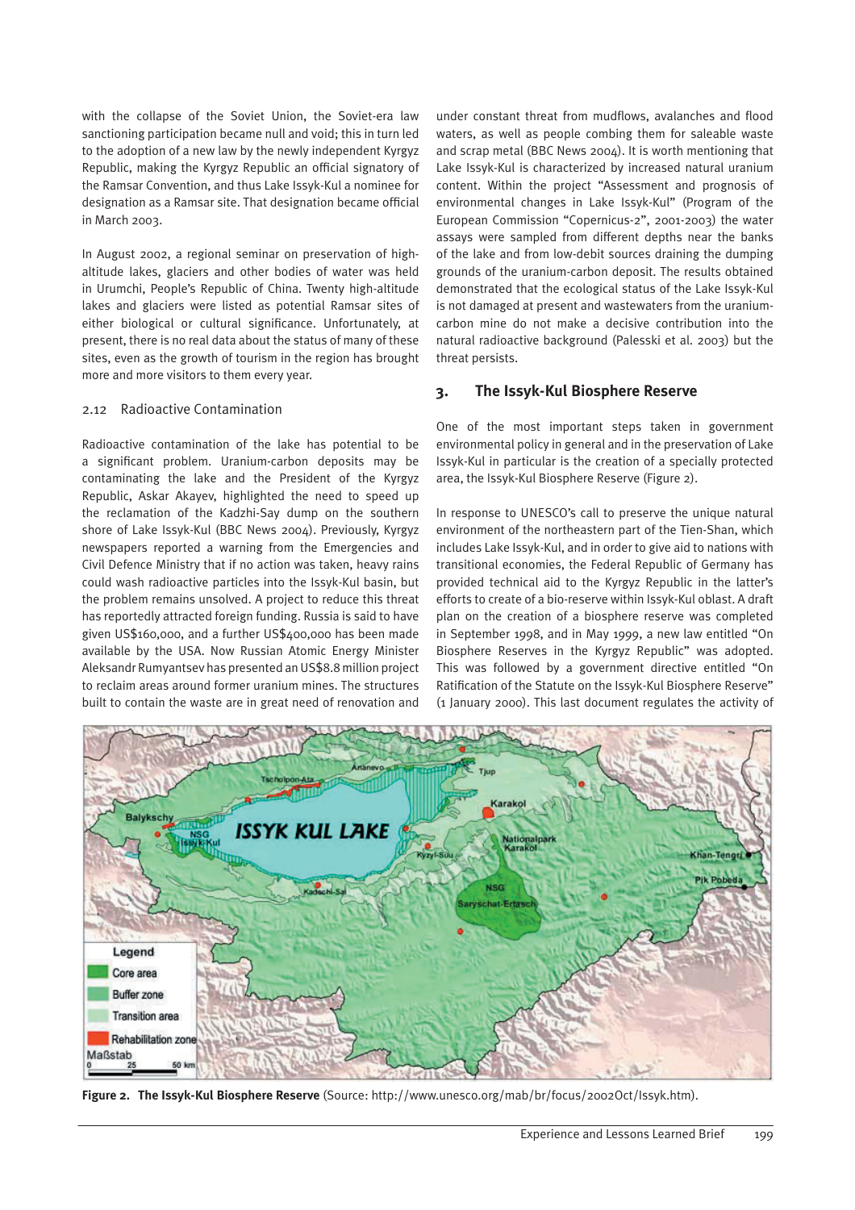with the collapse of the Soviet Union, the Soviet-era law sanctioning participation became null and void; this in turn led to the adoption of a new law by the newly independent Kyrgyz Republic, making the Kyrgyz Republic an official signatory of the Ramsar Convention, and thus Lake Issyk-Kul a nominee for designation as a Ramsar site. That designation became official in March 2003.

In August 2002, a regional seminar on preservation of high-altitude lakes, glaciers and other bodies of water was held in Urumchi, People's Republic of China. Twenty high-altitude lakes and glaciers were listed as potential Ramsar sites of either biological or cultural significance. Unfortunately, at present, there is no real data about the status of many of these sites, even as the growth of tourism in the region has brought more and more visitors to them every year.

### 2.12 Radioactive Contamination

Radioactive contamination of the lake has potential to be a significant problem. Uranium-carbon deposits may be contaminating the lake and the President of the Kyrgyz Republic, Askar Akayev, highlighted the need to speed up the reclamation of the Kadzhi-Say dump on the southern shore of Lake Issyk-Kul (BBC News 2004). Previously, Kyrgyz newspapers reported a warning from the Emergencies and Civil Defence Ministry that if no action was taken, heavy rains could wash radioactive particles into the Issyk-Kul basin, but the problem remains unsolved. A project to reduce this threat has reportedly attracted foreign funding. Russia is said to have given US$160,000, and a further US$400,000 has been made available by the USA. Now Russian Atomic Energy Minister Aleksandr Rumyantsev has presented an US$8.8 million project to reclaim areas around former uranium mines. The structures built to contain the waste are in great need of renovation and under constant threat from mudflows, avalanches and flood waters, as well as people combing them for saleable waste and scrap metal (BBC News 2004). It is worth mentioning that Lake Issyk-Kul is characterized by increased natural uranium content. Within the project "Assessment and prognosis of environmental changes in Lake Issyk-Kul" (Program of the European Commission "Copernicus-2", 2001-2003) the water assays were sampled from different depths near the banks of the lake and from low-debit sources draining the dumping grounds of the uranium-carbon deposit. The results obtained demonstrated that the ecological status of the Lake Issyk-Kul is not damaged at present and wastewaters from the uranium-carbon mine do not make a decisive contribution into the natural radioactive background (Palesski et al. 2003) but the threat persists.

## 3. The Issyk-Kul Biosphere Reserve

One of the most important steps taken in government environmental policy in general and in the preservation of Lake Issyk-Kul in particular is the creation of a specially protected area, the Issyk-Kul Biosphere Reserve (Figure 2).

In response to UNESCO's call to preserve the unique natural environment of the northeastern part of the Tien-Shan, which includes Lake Issyk-Kul, and in order to give aid to nations with transitional economies, the Federal Republic of Germany has provided technical aid to the Kyrgyz Republic in the latter's efforts to create of a bio-reserve within Issyk-Kul oblast. A draft plan on the creation of a biosphere reserve was completed in September 1998, and in May 1999, a new law entitled "On Biosphere Reserves in the Kyrgyz Republic" was adopted. This was followed by a government directive entitled "On Ratification of the Statute on the Issyk-Kul Biosphere Reserve" (1 January 2000). This last document regulates the activity of

**Figure 2. The Issyk-Kul Biosphere Reserve** (Source: http://www.unesco.org/mab/br/focus/2002Oct/Issyk.htm).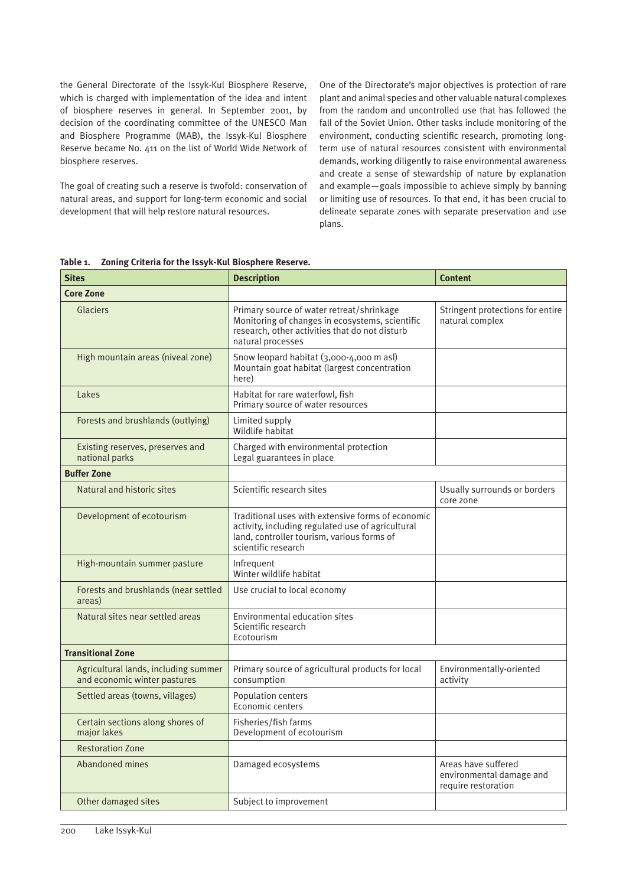the General Directorate of the Issyk-Kul Biosphere Reserve, which is charged with implementation of the idea and intent of biosphere reserves in general. In September 2001, by decision of the coordinating committee of the UNESCO Man and Biosphere Programme (MAB), the Issyk-Kul Biosphere Reserve became No. 411 on the list of World Wide Network of biosphere reserves.

The goal of creating such a reserve is twofold: conservation of natural areas, and support for long-term economic and social development that will help restore natural resources.

One of the Directorate's major objectives is protection of rare plant and animal species and other valuable natural complexes from the random and uncontrolled use that has followed the fall of the Soviet Union. Other tasks include monitoring of the environment, conducting scientific research, promoting long-term use of natural resources consistent with environmental demands, working diligently to raise environmental awareness and create a sense of stewardship of nature by explanation and example—goals impossible to achieve simply by banning or limiting use of resources. To that end, it has been crucial to delineate separate zones with separate preservation and use plans.

**Table 1. Zoning Criteria for the Issyk-Kul Biosphere Reserve.**

| Sites | Description | Content |
|---|---|---|
| **Core Zone** | | |
| Glaciers | Primary source of water retreat/shrinkage<br>Monitoring of changes in ecosystems, scientific research, other activities that do not disturb natural processes | Stringent protections for entire natural complex |
| High mountain areas (niveal zone) | Snow leopard habitat (3,000-4,000 m asl)<br>Mountain goat habitat (largest concentration here) | |
| Lakes | Habitat for rare waterfowl, fish<br>Primary source of water resources | |
| Forests and brushlands (outlying) | Limited supply<br>Wildlife habitat | |
| Existing reserves, preserves and national parks | Charged with environmental protection<br>Legal guarantees in place | |
| **Buffer Zone** | | |
| Natural and historic sites | Scientific research sites | Usually surrounds or borders core zone |
| Development of ecotourism | Traditional uses with extensive forms of economic activity, including regulated use of agricultural land, controller tourism, various forms of scientific research | |
| High-mountain summer pasture | Infrequent<br>Winter wildlife habitat | |
| Forests and brushlands (near settled areas) | Use crucial to local economy | |
| Natural sites near settled areas | Environmental education sites<br>Scientific research<br>Ecotourism | |
| **Transitional Zone** | | |
| Agricultural lands, including summer and economic winter pastures | Primary source of agricultural products for local consumption | Environmentally-oriented activity |
| Settled areas (towns, villages) | Population centers<br>Economic centers | |
| Certain sections along shores of major lakes | Fisheries/fish farms<br>Development of ecotourism | |
| Restoration Zone | | |
| Abandoned mines | Damaged ecosystems | Areas have suffered environmental damage and require restoration |
| Other damaged sites | Subject to improvement | |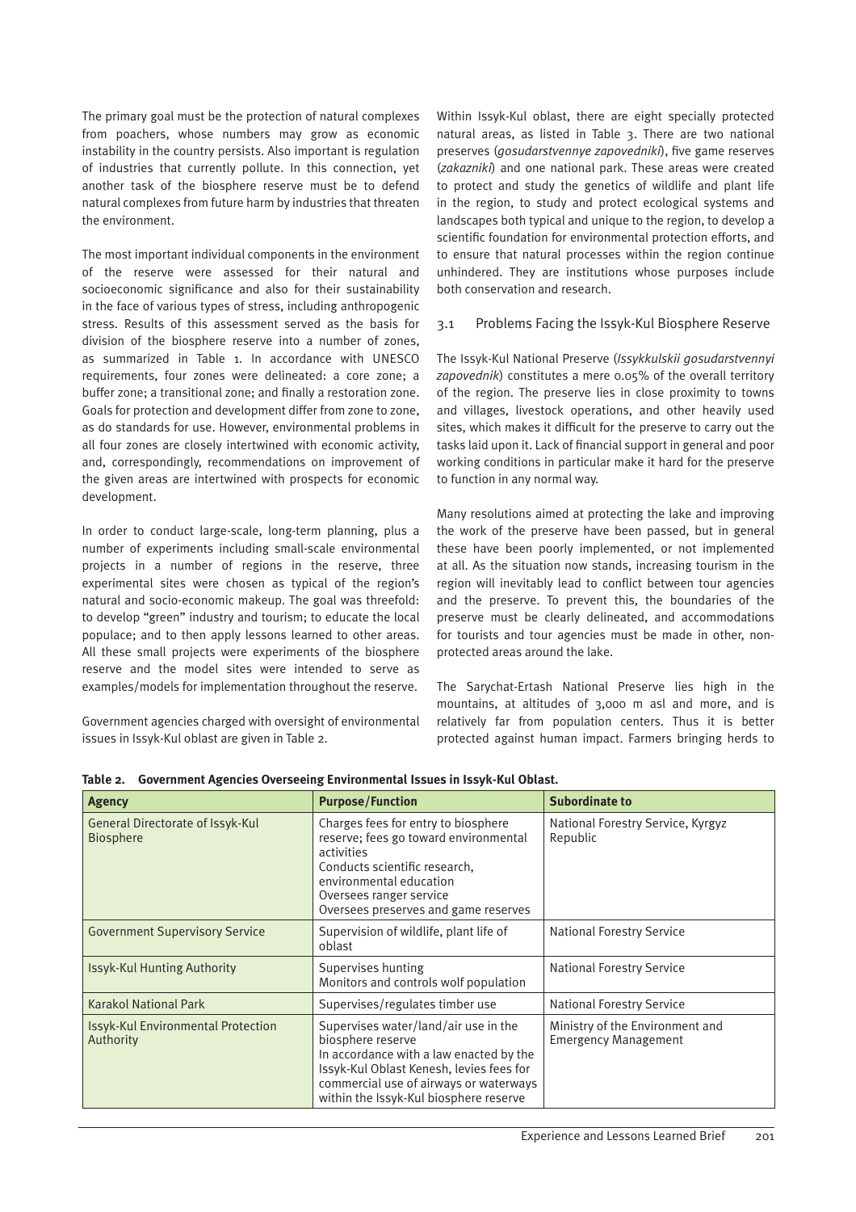The primary goal must be the protection of natural complexes from poachers, whose numbers may grow as economic instability in the country persists. Also important is regulation of industries that currently pollute. In this connection, yet another task of the biosphere reserve must be to defend natural complexes from future harm by industries that threaten the environment.

The most important individual components in the environment of the reserve were assessed for their natural and socioeconomic significance and also for their sustainability in the face of various types of stress, including anthropogenic stress. Results of this assessment served as the basis for division of the biosphere reserve into a number of zones, as summarized in Table 1. In accordance with UNESCO requirements, four zones were delineated: a core zone; a buffer zone; a transitional zone; and finally a restoration zone. Goals for protection and development differ from zone to zone, as do standards for use. However, environmental problems in all four zones are closely intertwined with economic activity, and, correspondingly, recommendations on improvement of the given areas are intertwined with prospects for economic development.

In order to conduct large-scale, long-term planning, plus a number of experiments including small-scale environmental projects in a number of regions in the reserve, three experimental sites were chosen as typical of the region's natural and socio-economic makeup. The goal was threefold: to develop "green" industry and tourism; to educate the local populace; and to then apply lessons learned to other areas. All these small projects were experiments of the biosphere reserve and the model sites were intended to serve as examples/models for implementation throughout the reserve.

Government agencies charged with oversight of environmental issues in Issyk-Kul oblast are given in Table 2.

Within Issyk-Kul oblast, there are eight specially protected natural areas, as listed in Table 3. There are two national preserves (*gosudarstvennye zapovedniki*), five game reserves (*zakazniki*) and one national park. These areas were created to protect and study the genetics of wildlife and plant life in the region, to study and protect ecological systems and landscapes both typical and unique to the region, to develop a scientific foundation for environmental protection efforts, and to ensure that natural processes within the region continue unhindered. They are institutions whose purposes include both conservation and research.

### 3.1 Problems Facing the Issyk-Kul Biosphere Reserve

The Issyk-Kul National Preserve (*Issykkulskii gosudarstvennyi zapovednik*) constitutes a mere 0.05% of the overall territory of the region. The preserve lies in close proximity to towns and villages, livestock operations, and other heavily used sites, which makes it difficult for the preserve to carry out the tasks laid upon it. Lack of financial support in general and poor working conditions in particular make it hard for the preserve to function in any normal way.

Many resolutions aimed at protecting the lake and improving the work of the preserve have been passed, but in general these have been poorly implemented, or not implemented at all. As the situation now stands, increasing tourism in the region will inevitably lead to conflict between tour agencies and the preserve. To prevent this, the boundaries of the preserve must be clearly delineated, and accommodations for tourists and tour agencies must be made in other, non-protected areas around the lake.

The Sarychat-Ertash National Preserve lies high in the mountains, at altitudes of 3,000 m asl and more, and is relatively far from population centers. Thus it is better protected against human impact. Farmers bringing herds to

**Table 2. Government Agencies Overseeing Environmental Issues in Issyk-Kul Oblast.**

| Agency | Purpose/Function | Subordinate to |
|---|---|---|
| General Directorate of Issyk-Kul Biosphere | Charges fees for entry to biosphere reserve; fees go toward environmental activities<br>Conducts scientific research, environmental education<br>Oversees ranger service<br>Oversees preserves and game reserves | National Forestry Service, Kyrgyz Republic |
| Government Supervisory Service | Supervision of wildlife, plant life of oblast | National Forestry Service |
| Issyk-Kul Hunting Authority | Supervises hunting<br>Monitors and controls wolf population | National Forestry Service |
| Karakol National Park | Supervises/regulates timber use | National Forestry Service |
| Issyk-Kul Environmental Protection Authority | Supervises water/land/air use in the biosphere reserve<br>In accordance with a law enacted by the Issyk-Kul Oblast Kenesh, levies fees for commercial use of airways or waterways within the Issyk-Kul biosphere reserve | Ministry of the Environment and Emergency Management |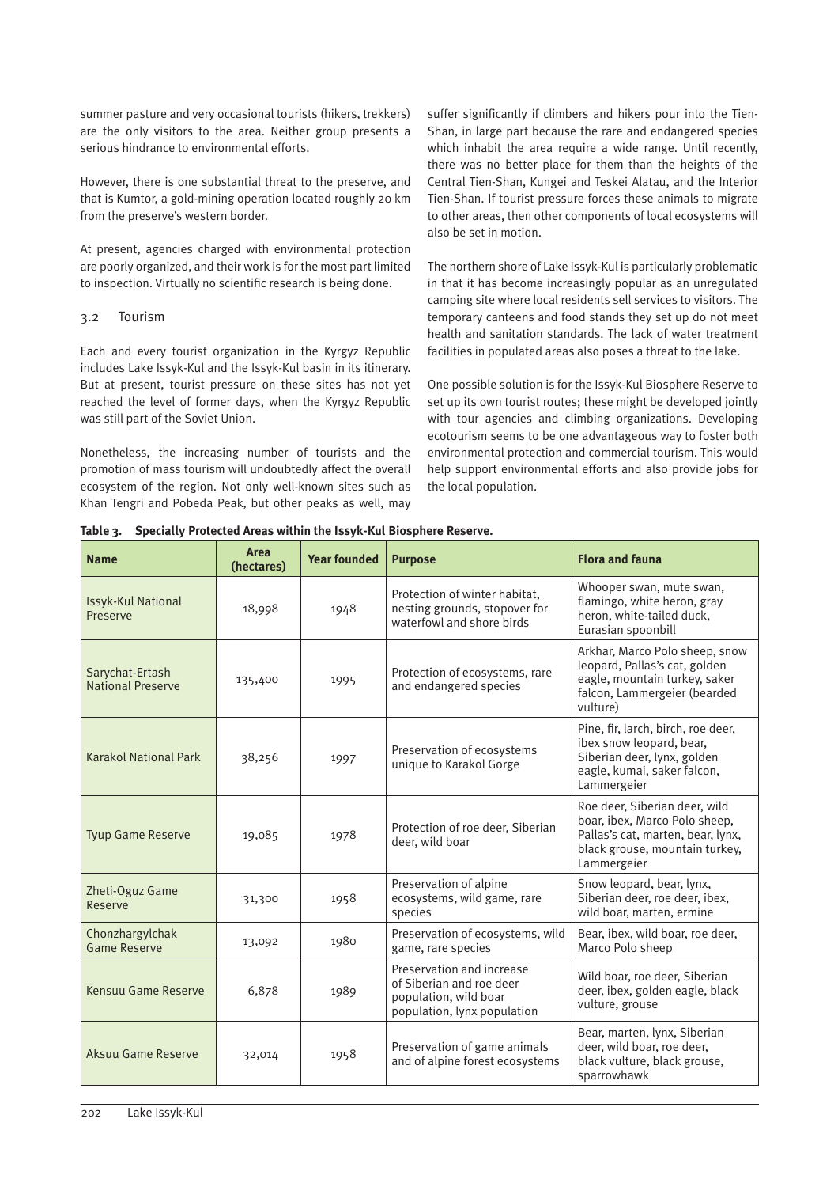summer pasture and very occasional tourists (hikers, trekkers) are the only visitors to the area. Neither group presents a serious hindrance to environmental efforts.

However, there is one substantial threat to the preserve, and that is Kumtor, a gold-mining operation located roughly 20 km from the preserve's western border.

At present, agencies charged with environmental protection are poorly organized, and their work is for the most part limited to inspection. Virtually no scientific research is being done.

### 3.2 Tourism

Each and every tourist organization in the Kyrgyz Republic includes Lake Issyk-Kul and the Issyk-Kul basin in its itinerary. But at present, tourist pressure on these sites has not yet reached the level of former days, when the Kyrgyz Republic was still part of the Soviet Union.

Nonetheless, the increasing number of tourists and the promotion of mass tourism will undoubtedly affect the overall ecosystem of the region. Not only well-known sites such as Khan Tengri and Pobeda Peak, but other peaks as well, may suffer significantly if climbers and hikers pour into the Tien-Shan, in large part because the rare and endangered species which inhabit the area require a wide range. Until recently, there was no better place for them than the heights of the Central Tien-Shan, Kungei and Teskei Alatau, and the Interior Tien-Shan. If tourist pressure forces these animals to migrate to other areas, then other components of local ecosystems will also be set in motion.

The northern shore of Lake Issyk-Kul is particularly problematic in that it has become increasingly popular as an unregulated camping site where local residents sell services to visitors. The temporary canteens and food stands they set up do not meet health and sanitation standards. The lack of water treatment facilities in populated areas also poses a threat to the lake.

One possible solution is for the Issyk-Kul Biosphere Reserve to set up its own tourist routes; these might be developed jointly with tour agencies and climbing organizations. Developing ecotourism seems to be one advantageous way to foster both environmental protection and commercial tourism. This would help support environmental efforts and also provide jobs for the local population.

**Table 3. Specially Protected Areas within the Issyk-Kul Biosphere Reserve.**

| Name | Area (hectares) | Year founded | Purpose | Flora and fauna |
|---|---|---|---|---|
| Issyk-Kul National Preserve | 18,998 | 1948 | Protection of winter habitat, nesting grounds, stopover for waterfowl and shore birds | Whooper swan, mute swan, flamingo, white heron, gray heron, white-tailed duck, Eurasian spoonbill |
| Sarychat-Ertash National Preserve | 135,400 | 1995 | Protection of ecosystems, rare and endangered species | Arkhar, Marco Polo sheep, snow leopard, Pallas's cat, golden eagle, mountain turkey, saker falcon, Lammergeier (bearded vulture) |
| Karakol National Park | 38,256 | 1997 | Preservation of ecosystems unique to Karakol Gorge | Pine, fir, larch, birch, roe deer, ibex snow leopard, bear, Siberian deer, lynx, golden eagle, kumai, saker falcon, Lammergeier |
| Tyup Game Reserve | 19,085 | 1978 | Protection of roe deer, Siberian deer, wild boar | Roe deer, Siberian deer, wild boar, ibex, Marco Polo sheep, Pallas's cat, marten, bear, lynx, black grouse, mountain turkey, Lammergeier |
| Zheti-Oguz Game Reserve | 31,300 | 1958 | Preservation of alpine ecosystems, wild game, rare species | Snow leopard, bear, lynx, Siberian deer, roe deer, ibex, wild boar, marten, ermine |
| Chonzhargylchak Game Reserve | 13,092 | 1980 | Preservation of ecosystems, wild game, rare species | Bear, ibex, wild boar, roe deer, Marco Polo sheep |
| Kensuu Game Reserve | 6,878 | 1989 | Preservation and increase of Siberian and roe deer population, wild boar population, lynx population | Wild boar, roe deer, Siberian deer, ibex, golden eagle, black vulture, grouse |
| Aksuu Game Reserve | 32,014 | 1958 | Preservation of game animals and of alpine forest ecosystems | Bear, marten, lynx, Siberian deer, wild boar, roe deer, black vulture, black grouse, sparrowhawk |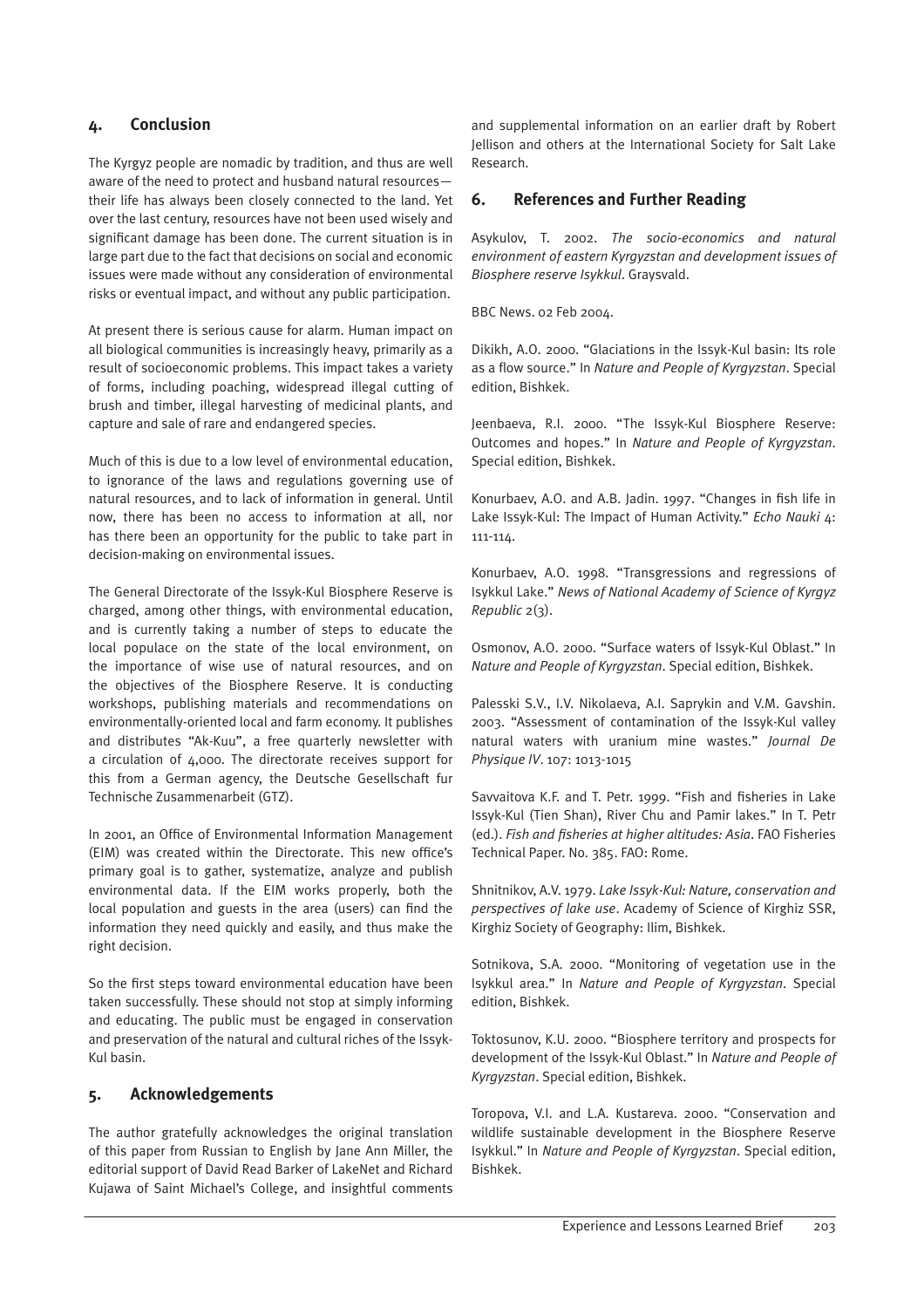## 4. Conclusion

The Kyrgyz people are nomadic by tradition, and thus are well aware of the need to protect and husband natural resources—their life has always been closely connected to the land. Yet over the last century, resources have not been used wisely and significant damage has been done. The current situation is in large part due to the fact that decisions on social and economic issues were made without any consideration of environmental risks or eventual impact, and without any public participation.

At present there is serious cause for alarm. Human impact on all biological communities is increasingly heavy, primarily as a result of socioeconomic problems. This impact takes a variety of forms, including poaching, widespread illegal cutting of brush and timber, illegal harvesting of medicinal plants, and capture and sale of rare and endangered species.

Much of this is due to a low level of environmental education, to ignorance of the laws and regulations governing use of natural resources, and to lack of information in general. Until now, there has been no access to information at all, nor has there been an opportunity for the public to take part in decision-making on environmental issues.

The General Directorate of the Issyk-Kul Biosphere Reserve is charged, among other things, with environmental education, and is currently taking a number of steps to educate the local populace on the state of the local environment, on the importance of wise use of natural resources, and on the objectives of the Biosphere Reserve. It is conducting workshops, publishing materials and recommendations on environmentally-oriented local and farm economy. It publishes and distributes "Ak-Kuu", a free quarterly newsletter with a circulation of 4,000. The directorate receives support for this from a German agency, the Deutsche Gesellschaft fur Technische Zusammenarbeit (GTZ).

In 2001, an Office of Environmental Information Management (EIM) was created within the Directorate. This new office's primary goal is to gather, systematize, analyze and publish environmental data. If the EIM works properly, both the local population and guests in the area (users) can find the information they need quickly and easily, and thus make the right decision.

So the first steps toward environmental education have been taken successfully. These should not stop at simply informing and educating. The public must be engaged in conservation and preservation of the natural and cultural riches of the Issyk-Kul basin.

## 5. Acknowledgements

The author gratefully acknowledges the original translation of this paper from Russian to English by Jane Ann Miller, the editorial support of David Read Barker of LakeNet and Richard Kujawa of Saint Michael's College, and insightful comments and supplemental information on an earlier draft by Robert Jellison and others at the International Society for Salt Lake Research.

## 6. References and Further Reading

Asykulov, T. 2002. *The socio-economics and natural environment of eastern Kyrgyzstan and development issues of Biosphere reserve Isykkul*. Graysvald.

BBC News. 02 Feb 2004.

Dikikh, A.O. 2000. "Glaciations in the Issyk-Kul basin: Its role as a flow source." In *Nature and People of Kyrgyzstan*. Special edition, Bishkek.

Jeenbaeva, R.I. 2000. "The Issyk-Kul Biosphere Reserve: Outcomes and hopes." In *Nature and People of Kyrgyzstan*. Special edition, Bishkek.

Konurbaev, A.O. and A.B. Jadin. 1997. "Changes in fish life in Lake Issyk-Kul: The Impact of Human Activity." *Echo Nauki* 4: 111-114.

Konurbaev, A.O. 1998. "Transgressions and regressions of Isykkul Lake." *News of National Academy of Science of Kyrgyz Republic* 2(3).

Osmonov, A.O. 2000. "Surface waters of Issyk-Kul Oblast." In *Nature and People of Kyrgyzstan*. Special edition, Bishkek.

Palesski S.V., I.V. Nikolaeva, A.I. Saprykin and V.M. Gavshin. 2003. "Assessment of contamination of the Issyk-Kul valley natural waters with uranium mine wastes." *Journal De Physique IV*. 107: 1013-1015

Savvaitova K.F. and T. Petr. 1999. "Fish and fisheries in Lake Issyk-Kul (Tien Shan), River Chu and Pamir lakes." In T. Petr (ed.). *Fish and fisheries at higher altitudes: Asia*. FAO Fisheries Technical Paper. No. 385. FAO: Rome.

Shnitnikov, A.V. 1979. *Lake Issyk-Kul: Nature, conservation and perspectives of lake use*. Academy of Science of Kirghiz SSR, Kirghiz Society of Geography: Ilim, Bishkek.

Sotnikova, S.A. 2000. "Monitoring of vegetation use in the Isykkul area." In *Nature and People of Kyrgyzstan*. Special edition, Bishkek.

Toktosunov, K.U. 2000. "Biosphere territory and prospects for development of the Issyk-Kul Oblast." In *Nature and People of Kyrgyzstan*. Special edition, Bishkek.

Toropova, V.I. and L.A. Kustareva. 2000. "Conservation and wildlife sustainable development in the Biosphere Reserve Isykkul." In *Nature and People of Kyrgyzstan*. Special edition, Bishkek.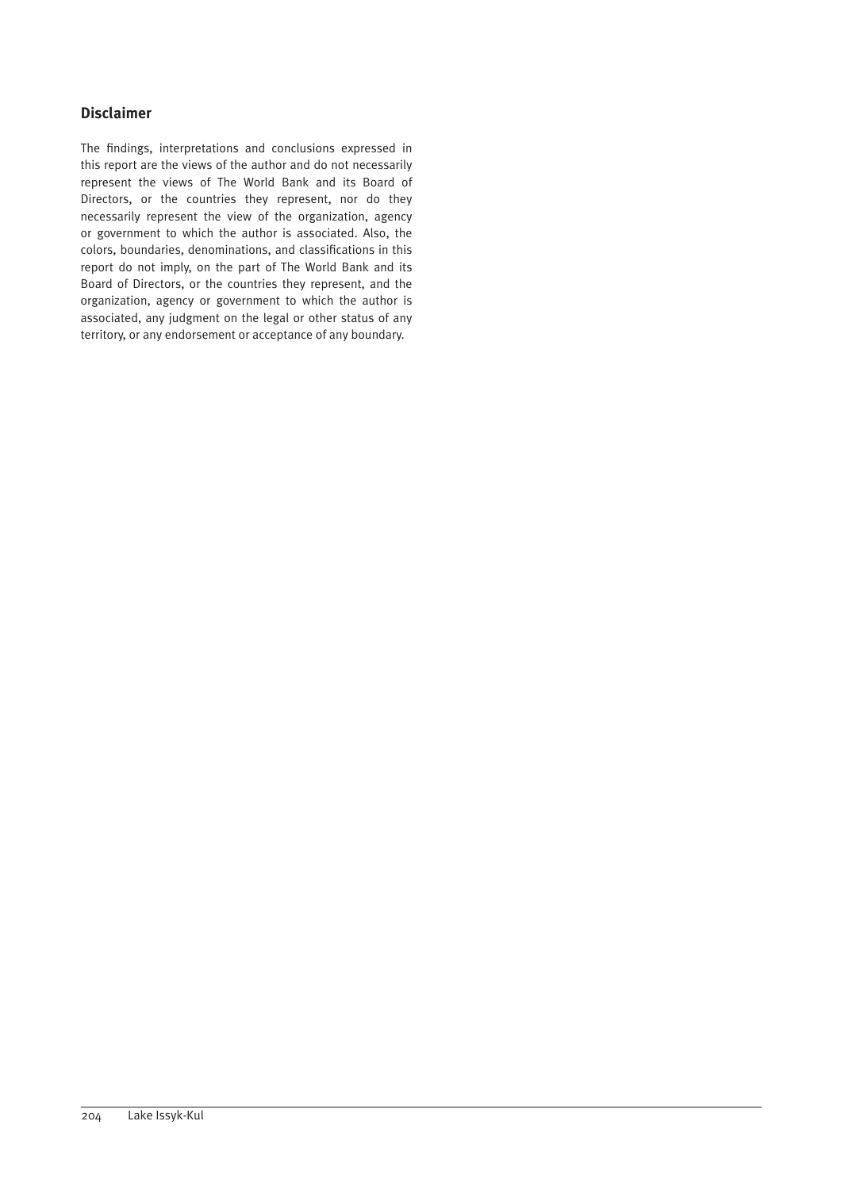## Disclaimer

The findings, interpretations and conclusions expressed in this report are the views of the author and do not necessarily represent the views of The World Bank and its Board of Directors, or the countries they represent, nor do they necessarily represent the view of the organization, agency or government to which the author is associated. Also, the colors, boundaries, denominations, and classifications in this report do not imply, on the part of The World Bank and its Board of Directors, or the countries they represent, and the organization, agency or government to which the author is associated, any judgment on the legal or other status of any territory, or any endorsement or acceptance of any boundary.